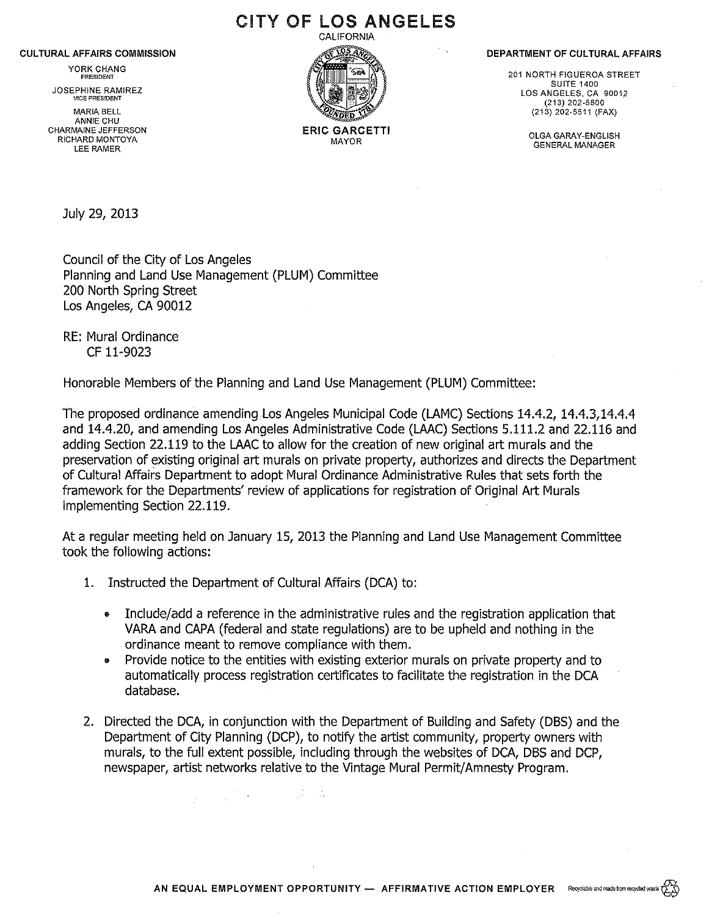# CITY OF LOS ANGELES

CALIFORNIA

**CULTURAL AFFAIRS COMMISSION**

YORK CHANG
PRESIDENT

JOSEPHINE RAMIREZ
VICE PRESIDENT

MARIA BELL
ANNIE CHU
CHARMAINE JEFFERSON
RICHARD MONTOYA
LEE RAMER

**ERIC GARCETTI**
MAYOR

**DEPARTMENT OF CULTURAL AFFAIRS**

201 NORTH FIGUEROA STREET
SUITE 1400
LOS ANGELES, CA 90012
(213) 202-5500
(213) 202-5511 (FAX)

OLGA GARAY-ENGLISH
GENERAL MANAGER

July 29, 2013

Council of the City of Los Angeles
Planning and Land Use Management (PLUM) Committee
200 North Spring Street
Los Angeles, CA 90012

RE: Mural Ordinance
CF 11-9023

Honorable Members of the Planning and Land Use Management (PLUM) Committee:

The proposed ordinance amending Los Angeles Municipal Code (LAMC) Sections 14.4.2, 14.4.3,14.4.4 and 14.4.20, and amending Los Angeles Administrative Code (LAAC) Sections 5.111.2 and 22.116 and adding Section 22.119 to the LAAC to allow for the creation of new original art murals and the preservation of existing original art murals on private property, authorizes and directs the Department of Cultural Affairs Department to adopt Mural Ordinance Administrative Rules that sets forth the framework for the Departments' review of applications for registration of Original Art Murals implementing Section 22.119.

At a regular meeting held on January 15, 2013 the Planning and Land Use Management Committee took the following actions:

1. Instructed the Department of Cultural Affairs (DCA) to:
   - Include/add a reference in the administrative rules and the registration application that VARA and CAPA (federal and state regulations) are to be upheld and nothing in the ordinance meant to remove compliance with them.
   - Provide notice to the entities with existing exterior murals on private property and to automatically process registration certificates to facilitate the registration in the DCA database.
2. Directed the DCA, in conjunction with the Department of Building and Safety (DBS) and the Department of City Planning (DCP), to notify the artist community, property owners with murals, to the full extent possible, including through the websites of DCA, DBS and DCP, newspaper, artist networks relative to the Vintage Mural Permit/Amnesty Program.

AN EQUAL EMPLOYMENT OPPORTUNITY — AFFIRMATIVE ACTION EMPLOYER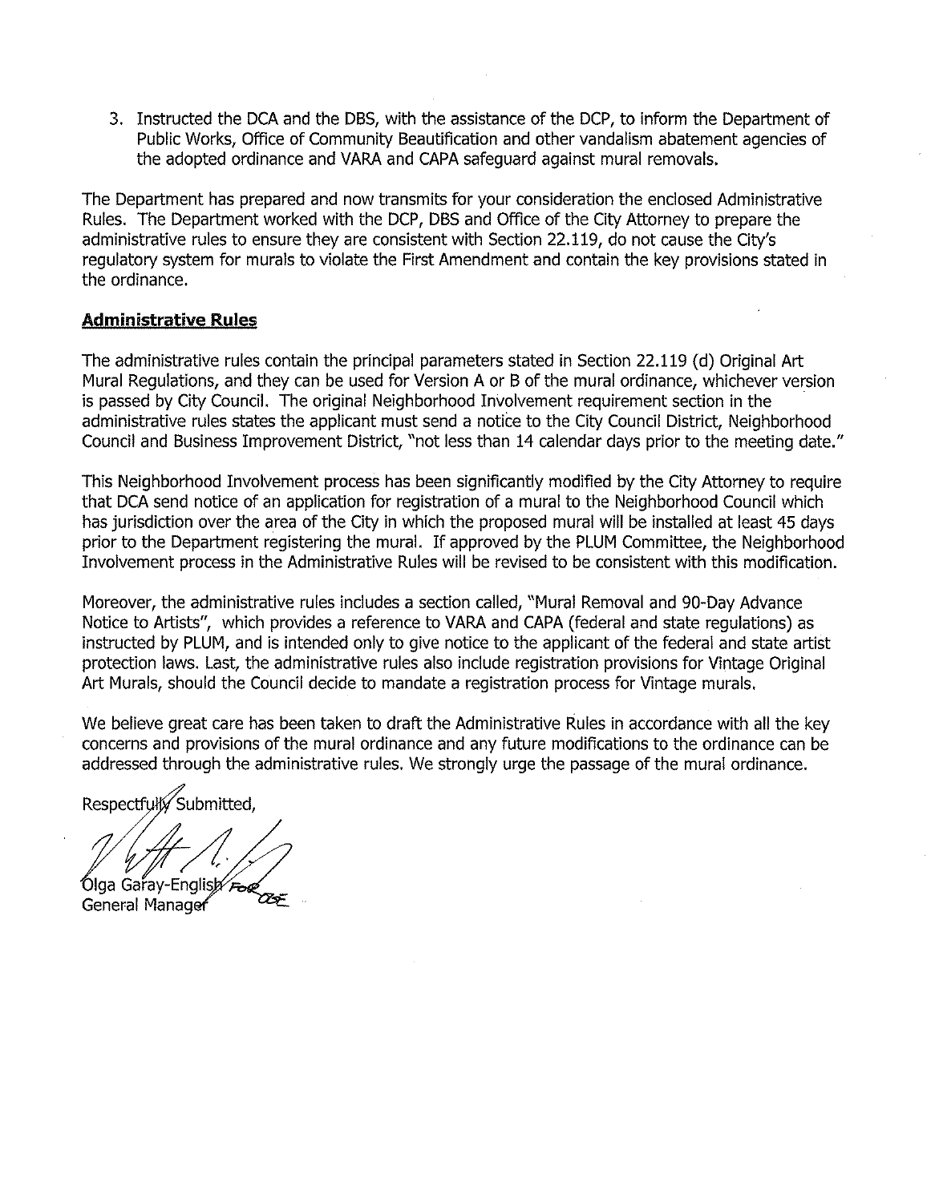3. Instructed the DCA and the DBS, with the assistance of the DCP, to inform the Department of Public Works, Office of Community Beautification and other vandalism abatement agencies of the adopted ordinance and VARA and CAPA safeguard against mural removals.

The Department has prepared and now transmits for your consideration the enclosed Administrative Rules. The Department worked with the DCP, DBS and Office of the City Attorney to prepare the administrative rules to ensure they are consistent with Section 22.119, do not cause the City's regulatory system for murals to violate the First Amendment and contain the key provisions stated in the ordinance.

**Administrative Rules**

The administrative rules contain the principal parameters stated in Section 22.119 (d) Original Art Mural Regulations, and they can be used for Version A or B of the mural ordinance, whichever version is passed by City Council. The original Neighborhood Involvement requirement section in the administrative rules states the applicant must send a notice to the City Council District, Neighborhood Council and Business Improvement District, "not less than 14 calendar days prior to the meeting date."

This Neighborhood Involvement process has been significantly modified by the City Attorney to require that DCA send notice of an application for registration of a mural to the Neighborhood Council which has jurisdiction over the area of the City in which the proposed mural will be installed at least 45 days prior to the Department registering the mural. If approved by the PLUM Committee, the Neighborhood Involvement process in the Administrative Rules will be revised to be consistent with this modification.

Moreover, the administrative rules includes a section called, "Mural Removal and 90-Day Advance Notice to Artists", which provides a reference to VARA and CAPA (federal and state regulations) as instructed by PLUM, and is intended only to give notice to the applicant of the federal and state artist protection laws. Last, the administrative rules also include registration provisions for Vintage Original Art Murals, should the Council decide to mandate a registration process for Vintage murals.

We believe great care has been taken to draft the Administrative Rules in accordance with all the key concerns and provisions of the mural ordinance and any future modifications to the ordinance can be addressed through the administrative rules. We strongly urge the passage of the mural ordinance.

Respectfully Submitted,

Olga Garay-English For OGE
General Manager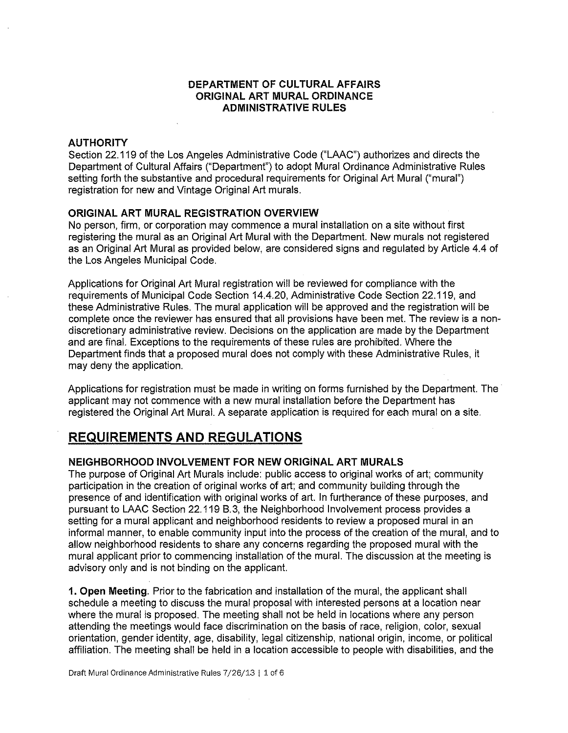## DEPARTMENT OF CULTURAL AFFAIRS
## ORIGINAL ART MURAL ORDINANCE
## ADMINISTRATIVE RULES

### AUTHORITY

Section 22.119 of the Los Angeles Administrative Code ("LAAC") authorizes and directs the Department of Cultural Affairs ("Department") to adopt Mural Ordinance Administrative Rules setting forth the substantive and procedural requirements for Original Art Mural ("mural") registration for new and Vintage Original Art murals.

### ORIGINAL ART MURAL REGISTRATION OVERVIEW

No person, firm, or corporation may commence a mural installation on a site without first registering the mural as an Original Art Mural with the Department. New murals not registered as an Original Art Mural as provided below, are considered signs and regulated by Article 4.4 of the Los Angeles Municipal Code.

Applications for Original Art Mural registration will be reviewed for compliance with the requirements of Municipal Code Section 14.4.20, Administrative Code Section 22.119, and these Administrative Rules. The mural application will be approved and the registration will be complete once the reviewer has ensured that all provisions have been met. The review is a non-discretionary administrative review. Decisions on the application are made by the Department and are final. Exceptions to the requirements of these rules are prohibited. Where the Department finds that a proposed mural does not comply with these Administrative Rules, it may deny the application.

Applications for registration must be made in writing on forms furnished by the Department. The applicant may not commence with a new mural installation before the Department has registered the Original Art Mural. A separate application is required for each mural on a site.

## REQUIREMENTS AND REGULATIONS

### NEIGHBORHOOD INVOLVEMENT FOR NEW ORIGINAL ART MURALS

The purpose of Original Art Murals include: public access to original works of art; community participation in the creation of original works of art; and community building through the presence of and identification with original works of art. In furtherance of these purposes, and pursuant to LAAC Section 22.119 B.3, the Neighborhood Involvement process provides a setting for a mural applicant and neighborhood residents to review a proposed mural in an informal manner, to enable community input into the process of the creation of the mural, and to allow neighborhood residents to share any concerns regarding the proposed mural with the mural applicant prior to commencing installation of the mural. The discussion at the meeting is advisory only and is not binding on the applicant.

**1. Open Meeting.** Prior to the fabrication and installation of the mural, the applicant shall schedule a meeting to discuss the mural proposal with interested persons at a location near where the mural is proposed. The meeting shall not be held in locations where any person attending the meetings would face discrimination on the basis of race, religion, color, sexual orientation, gender identity, age, disability, legal citizenship, national origin, income, or political affiliation. The meeting shall be held in a location accessible to people with disabilities, and the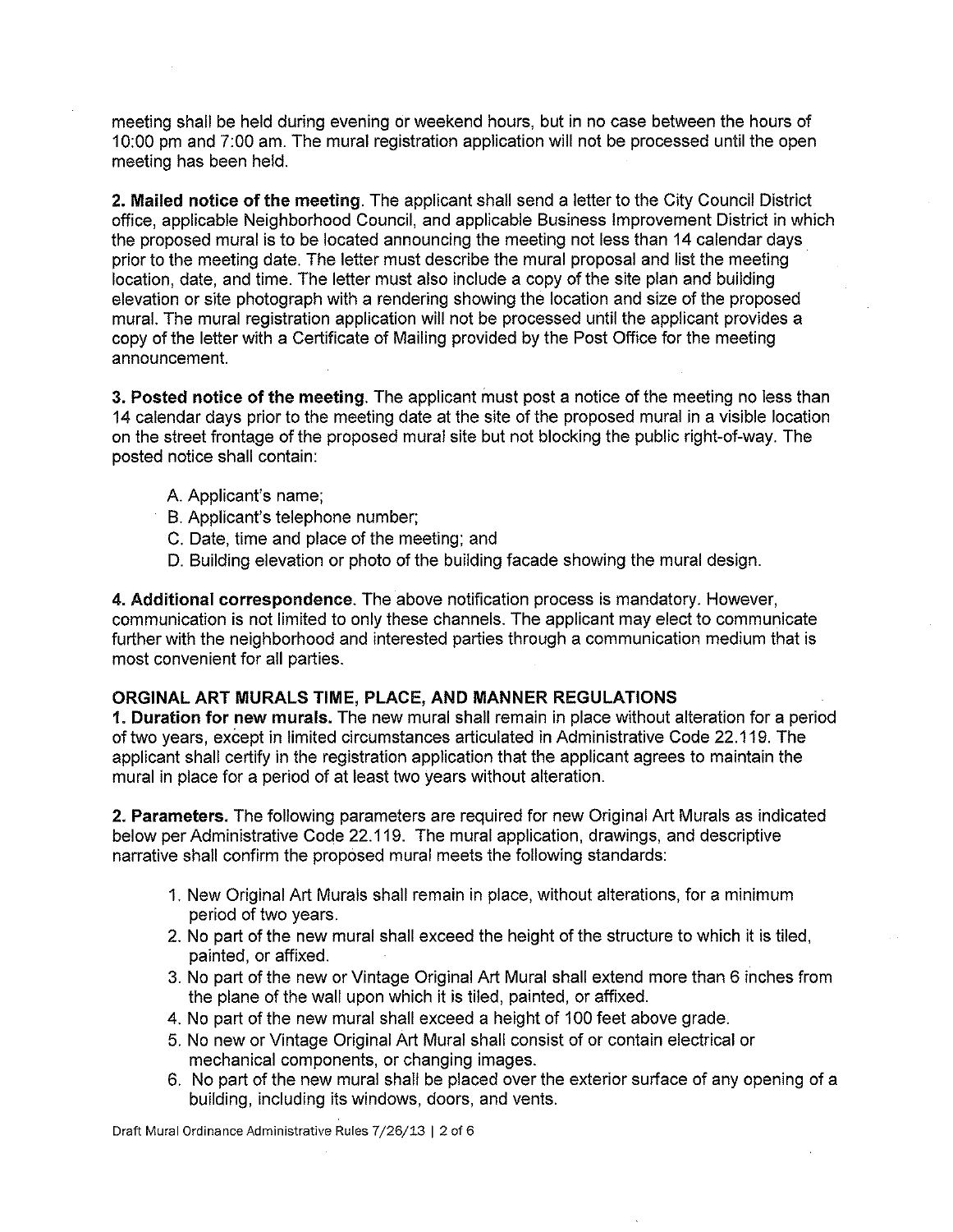meeting shall be held during evening or weekend hours, but in no case between the hours of 10:00 pm and 7:00 am. The mural registration application will not be processed until the open meeting has been held.

**2. Mailed notice of the meeting**. The applicant shall send a letter to the City Council District office, applicable Neighborhood Council, and applicable Business Improvement District in which the proposed mural is to be located announcing the meeting not less than 14 calendar days prior to the meeting date. The letter must describe the mural proposal and list the meeting location, date, and time. The letter must also include a copy of the site plan and building elevation or site photograph with a rendering showing the location and size of the proposed mural. The mural registration application will not be processed until the applicant provides a copy of the letter with a Certificate of Mailing provided by the Post Office for the meeting announcement.

**3. Posted notice of the meeting**. The applicant must post a notice of the meeting no less than 14 calendar days prior to the meeting date at the site of the proposed mural in a visible location on the street frontage of the proposed mural site but not blocking the public right-of-way. The posted notice shall contain:

A. Applicant's name;
B. Applicant's telephone number;
C. Date, time and place of the meeting; and
D. Building elevation or photo of the building facade showing the mural design.

**4. Additional correspondence**. The above notification process is mandatory. However, communication is not limited to only these channels. The applicant may elect to communicate further with the neighborhood and interested parties through a communication medium that is most convenient for all parties.

## ORGINAL ART MURALS TIME, PLACE, AND MANNER REGULATIONS

**1. Duration for new murals.** The new mural shall remain in place without alteration for a period of two years, except in limited circumstances articulated in Administrative Code 22.119. The applicant shall certify in the registration application that the applicant agrees to maintain the mural in place for a period of at least two years without alteration.

**2. Parameters.** The following parameters are required for new Original Art Murals as indicated below per Administrative Code 22.119. The mural application, drawings, and descriptive narrative shall confirm the proposed mural meets the following standards:

1. New Original Art Murals shall remain in place, without alterations, for a minimum period of two years.
2. No part of the new mural shall exceed the height of the structure to which it is tiled, painted, or affixed.
3. No part of the new or Vintage Original Art Mural shall extend more than 6 inches from the plane of the wall upon which it is tiled, painted, or affixed.
4. No part of the new mural shall exceed a height of 100 feet above grade.
5. No new or Vintage Original Art Mural shall consist of or contain electrical or mechanical components, or changing images.
6. No part of the new mural shall be placed over the exterior surface of any opening of a building, including its windows, doors, and vents.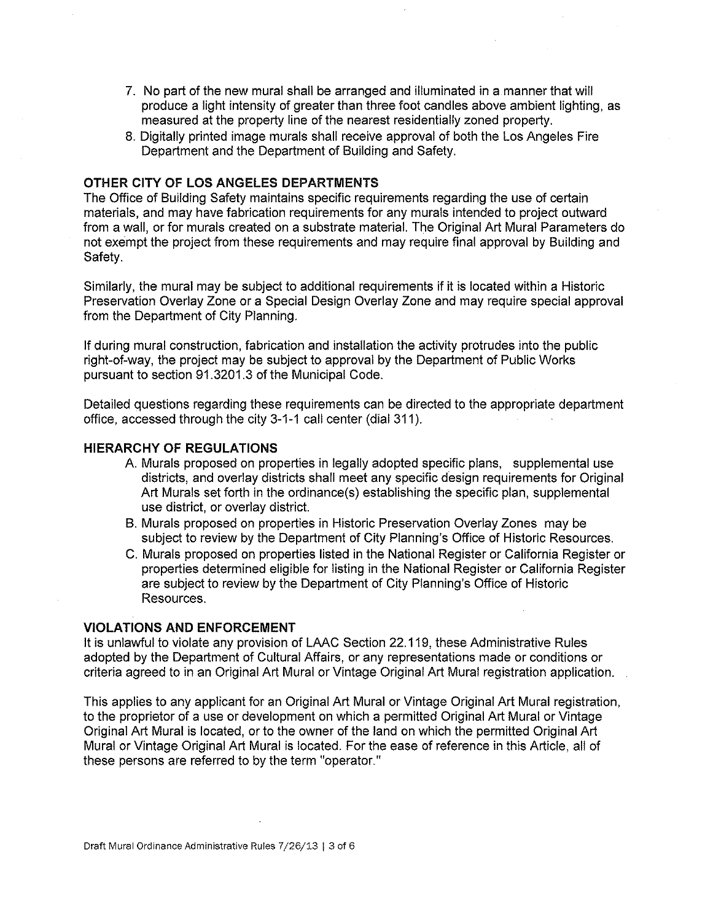7. No part of the new mural shall be arranged and illuminated in a manner that will produce a light intensity of greater than three foot candles above ambient lighting, as measured at the property line of the nearest residentially zoned property.
8. Digitally printed image murals shall receive approval of both the Los Angeles Fire Department and the Department of Building and Safety.

**OTHER CITY OF LOS ANGELES DEPARTMENTS**

The Office of Building Safety maintains specific requirements regarding the use of certain materials, and may have fabrication requirements for any murals intended to project outward from a wall, or for murals created on a substrate material. The Original Art Mural Parameters do not exempt the project from these requirements and may require final approval by Building and Safety.

Similarly, the mural may be subject to additional requirements if it is located within a Historic Preservation Overlay Zone or a Special Design Overlay Zone and may require special approval from the Department of City Planning.

If during mural construction, fabrication and installation the activity protrudes into the public right-of-way, the project may be subject to approval by the Department of Public Works pursuant to section 91.3201.3 of the Municipal Code.

Detailed questions regarding these requirements can be directed to the appropriate department office, accessed through the city 3-1-1 call center (dial 311).

**HIERARCHY OF REGULATIONS**

A. Murals proposed on properties in legally adopted specific plans, supplemental use districts, and overlay districts shall meet any specific design requirements for Original Art Murals set forth in the ordinance(s) establishing the specific plan, supplemental use district, or overlay district.
B. Murals proposed on properties in Historic Preservation Overlay Zones may be subject to review by the Department of City Planning's Office of Historic Resources.
C. Murals proposed on properties listed in the National Register or California Register or properties determined eligible for listing in the National Register or California Register are subject to review by the Department of City Planning's Office of Historic Resources.

**VIOLATIONS AND ENFORCEMENT**

It is unlawful to violate any provision of LAAC Section 22.119, these Administrative Rules adopted by the Department of Cultural Affairs, or any representations made or conditions or criteria agreed to in an Original Art Mural or Vintage Original Art Mural registration application.

This applies to any applicant for an Original Art Mural or Vintage Original Art Mural registration, to the proprietor of a use or development on which a permitted Original Art Mural or Vintage Original Art Mural is located, or to the owner of the land on which the permitted Original Art Mural or Vintage Original Art Mural is located. For the ease of reference in this Article, all of these persons are referred to by the term "operator."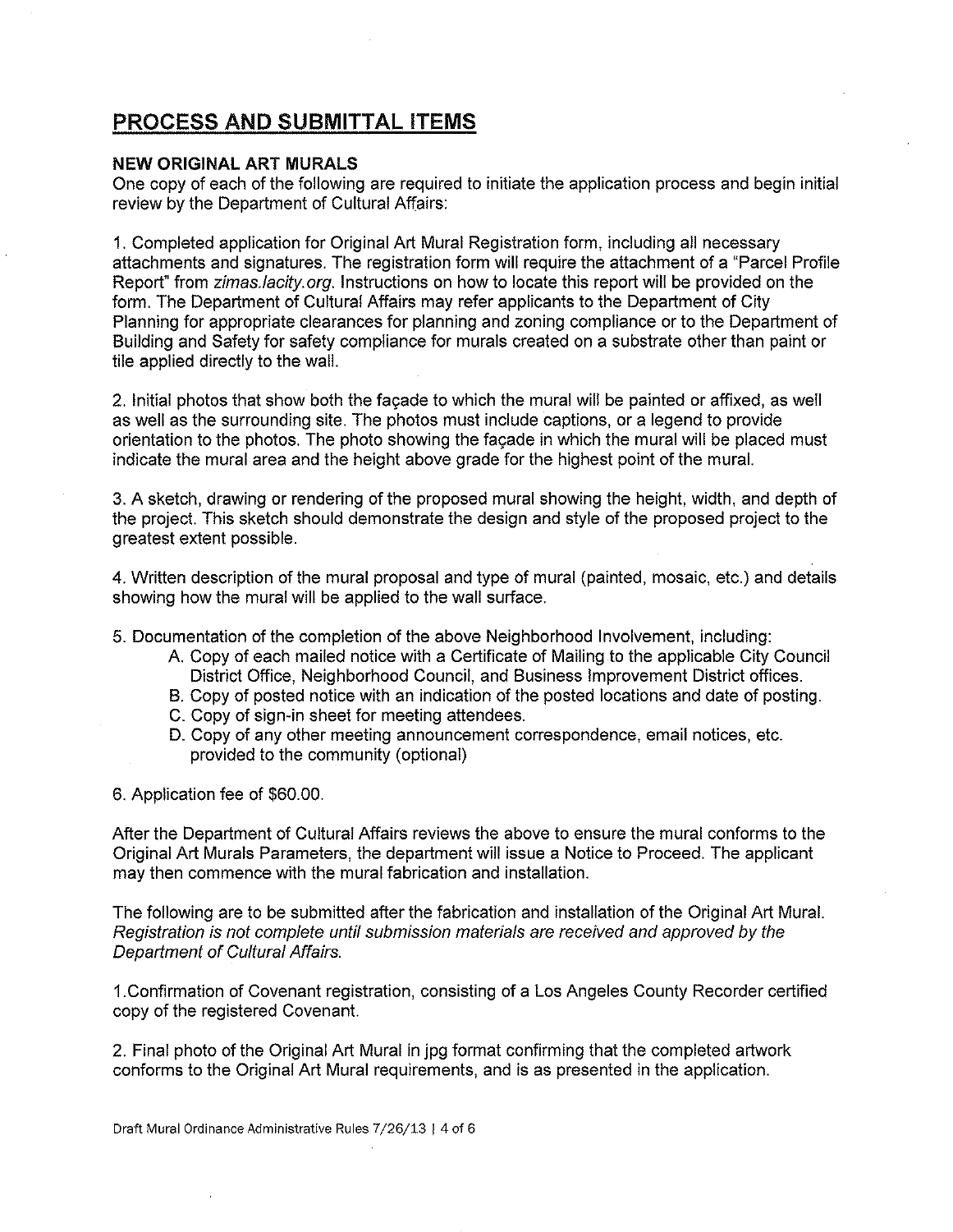## PROCESS AND SUBMITTAL ITEMS

**NEW ORIGINAL ART MURALS**

One copy of each of the following are required to initiate the application process and begin initial review by the Department of Cultural Affairs:

1. Completed application for Original Art Mural Registration form, including all necessary attachments and signatures. The registration form will require the attachment of a "Parcel Profile Report" from *zimas.lacity.org*. Instructions on how to locate this report will be provided on the form. The Department of Cultural Affairs may refer applicants to the Department of City Planning for appropriate clearances for planning and zoning compliance or to the Department of Building and Safety for safety compliance for murals created on a substrate other than paint or tile applied directly to the wall.

2. Initial photos that show both the façade to which the mural will be painted or affixed, as well as well as the surrounding site. The photos must include captions, or a legend to provide orientation to the photos. The photo showing the façade in which the mural will be placed must indicate the mural area and the height above grade for the highest point of the mural.

3. A sketch, drawing or rendering of the proposed mural showing the height, width, and depth of the project. This sketch should demonstrate the design and style of the proposed project to the greatest extent possible.

4. Written description of the mural proposal and type of mural (painted, mosaic, etc.) and details showing how the mural will be applied to the wall surface.

5. Documentation of the completion of the above Neighborhood Involvement, including:
   - A. Copy of each mailed notice with a Certificate of Mailing to the applicable City Council District Office, Neighborhood Council, and Business Improvement District offices.
   - B. Copy of posted notice with an indication of the posted locations and date of posting.
   - C. Copy of sign-in sheet for meeting attendees.
   - D. Copy of any other meeting announcement correspondence, email notices, etc. provided to the community (optional)

6. Application fee of $60.00.

After the Department of Cultural Affairs reviews the above to ensure the mural conforms to the Original Art Murals Parameters, the department will issue a Notice to Proceed. The applicant may then commence with the mural fabrication and installation.

The following are to be submitted after the fabrication and installation of the Original Art Mural. *Registration is not complete until submission materials are received and approved by the Department of Cultural Affairs.*

1. Confirmation of Covenant registration, consisting of a Los Angeles County Recorder certified copy of the registered Covenant.

2. Final photo of the Original Art Mural in jpg format confirming that the completed artwork conforms to the Original Art Mural requirements, and is as presented in the application.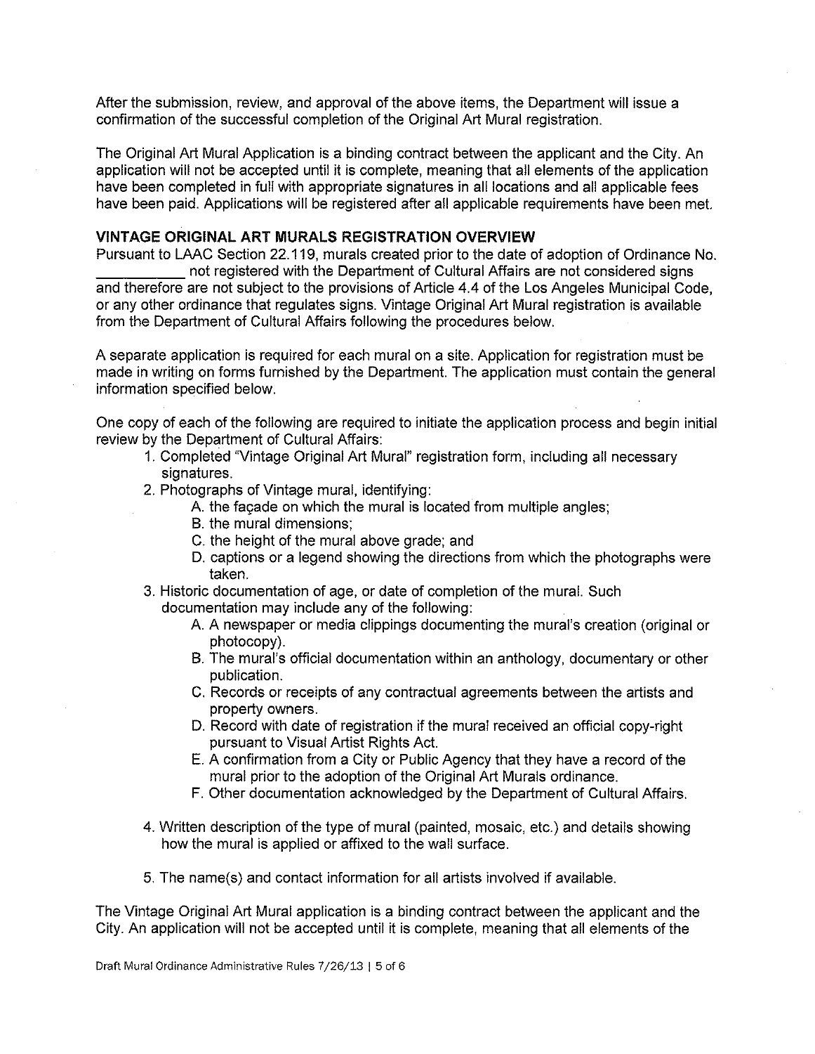After the submission, review, and approval of the above items, the Department will issue a confirmation of the successful completion of the Original Art Mural registration.

The Original Art Mural Application is a binding contract between the applicant and the City. An application will not be accepted until it is complete, meaning that all elements of the application have been completed in full with appropriate signatures in all locations and all applicable fees have been paid. Applications will be registered after all applicable requirements have been met.

**VINTAGE ORIGINAL ART MURALS REGISTRATION OVERVIEW**

Pursuant to LAAC Section 22.119, murals created prior to the date of adoption of Ordinance No. ___________ not registered with the Department of Cultural Affairs are not considered signs and therefore are not subject to the provisions of Article 4.4 of the Los Angeles Municipal Code, or any other ordinance that regulates signs. Vintage Original Art Mural registration is available from the Department of Cultural Affairs following the procedures below.

A separate application is required for each mural on a site. Application for registration must be made in writing on forms furnished by the Department. The application must contain the general information specified below.

One copy of each of the following are required to initiate the application process and begin initial review by the Department of Cultural Affairs:

1. Completed "Vintage Original Art Mural" registration form, including all necessary signatures.
2. Photographs of Vintage mural, identifying:
   - A. the façade on which the mural is located from multiple angles;
   - B. the mural dimensions;
   - C. the height of the mural above grade; and
   - D. captions or a legend showing the directions from which the photographs were taken.
3. Historic documentation of age, or date of completion of the mural. Such documentation may include any of the following:
   - A. A newspaper or media clippings documenting the mural's creation (original or photocopy).
   - B. The mural's official documentation within an anthology, documentary or other publication.
   - C. Records or receipts of any contractual agreements between the artists and property owners.
   - D. Record with date of registration if the mural received an official copy-right pursuant to Visual Artist Rights Act.
   - E. A confirmation from a City or Public Agency that they have a record of the mural prior to the adoption of the Original Art Murals ordinance.
   - F. Other documentation acknowledged by the Department of Cultural Affairs.
4. Written description of the type of mural (painted, mosaic, etc.) and details showing how the mural is applied or affixed to the wall surface.
5. The name(s) and contact information for all artists involved if available.

The Vintage Original Art Mural application is a binding contract between the applicant and the City. An application will not be accepted until it is complete, meaning that all elements of the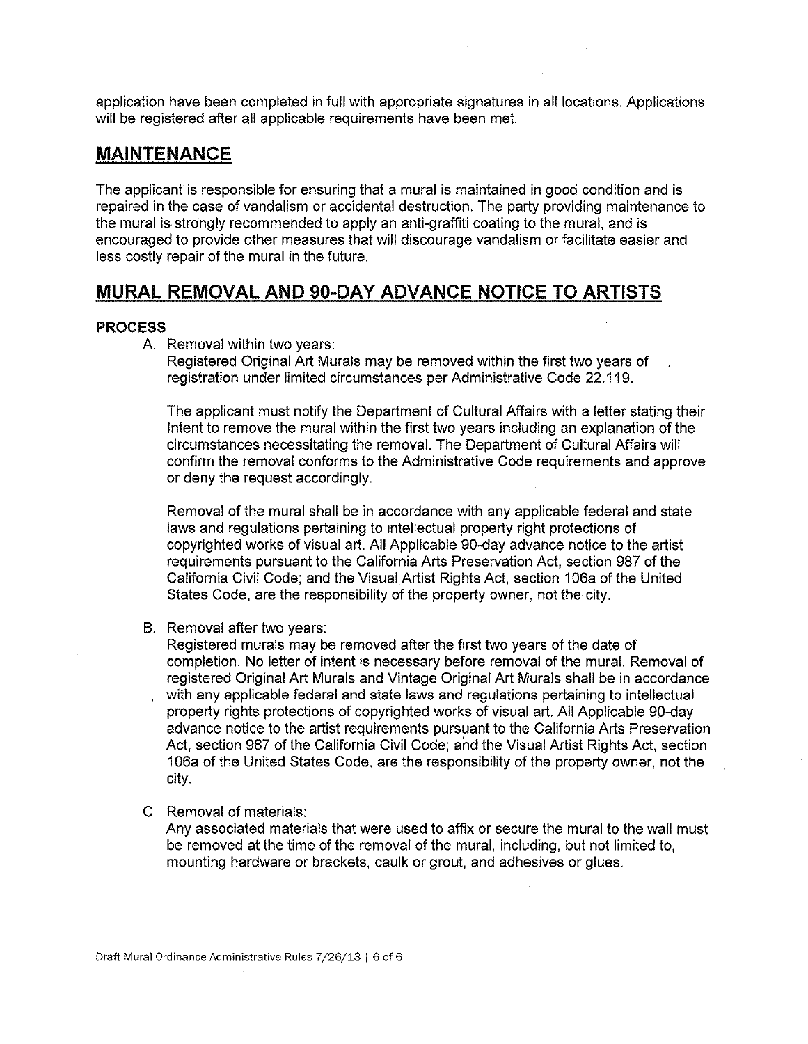application have been completed in full with appropriate signatures in all locations. Applications will be registered after all applicable requirements have been met.

## MAINTENANCE

The applicant is responsible for ensuring that a mural is maintained in good condition and is repaired in the case of vandalism or accidental destruction. The party providing maintenance to the mural is strongly recommended to apply an anti-graffiti coating to the mural, and is encouraged to provide other measures that will discourage vandalism or facilitate easier and less costly repair of the mural in the future.

## MURAL REMOVAL AND 90-DAY ADVANCE NOTICE TO ARTISTS

**PROCESS**

A. Removal within two years:
   Registered Original Art Murals may be removed within the first two years of registration under limited circumstances per Administrative Code 22.119.

   The applicant must notify the Department of Cultural Affairs with a letter stating their intent to remove the mural within the first two years including an explanation of the circumstances necessitating the removal. The Department of Cultural Affairs will confirm the removal conforms to the Administrative Code requirements and approve or deny the request accordingly.

   Removal of the mural shall be in accordance with any applicable federal and state laws and regulations pertaining to intellectual property right protections of copyrighted works of visual art. All Applicable 90-day advance notice to the artist requirements pursuant to the California Arts Preservation Act, section 987 of the California Civil Code; and the Visual Artist Rights Act, section 106a of the United States Code, are the responsibility of the property owner, not the city.

B. Removal after two years:
   Registered murals may be removed after the first two years of the date of completion. No letter of intent is necessary before removal of the mural. Removal of registered Original Art Murals and Vintage Original Art Murals shall be in accordance with any applicable federal and state laws and regulations pertaining to intellectual property rights protections of copyrighted works of visual art. All Applicable 90-day advance notice to the artist requirements pursuant to the California Arts Preservation Act, section 987 of the California Civil Code; and the Visual Artist Rights Act, section 106a of the United States Code, are the responsibility of the property owner, not the city.

C. Removal of materials:
   Any associated materials that were used to affix or secure the mural to the wall must be removed at the time of the removal of the mural, including, but not limited to, mounting hardware or brackets, caulk or grout, and adhesives or glues.